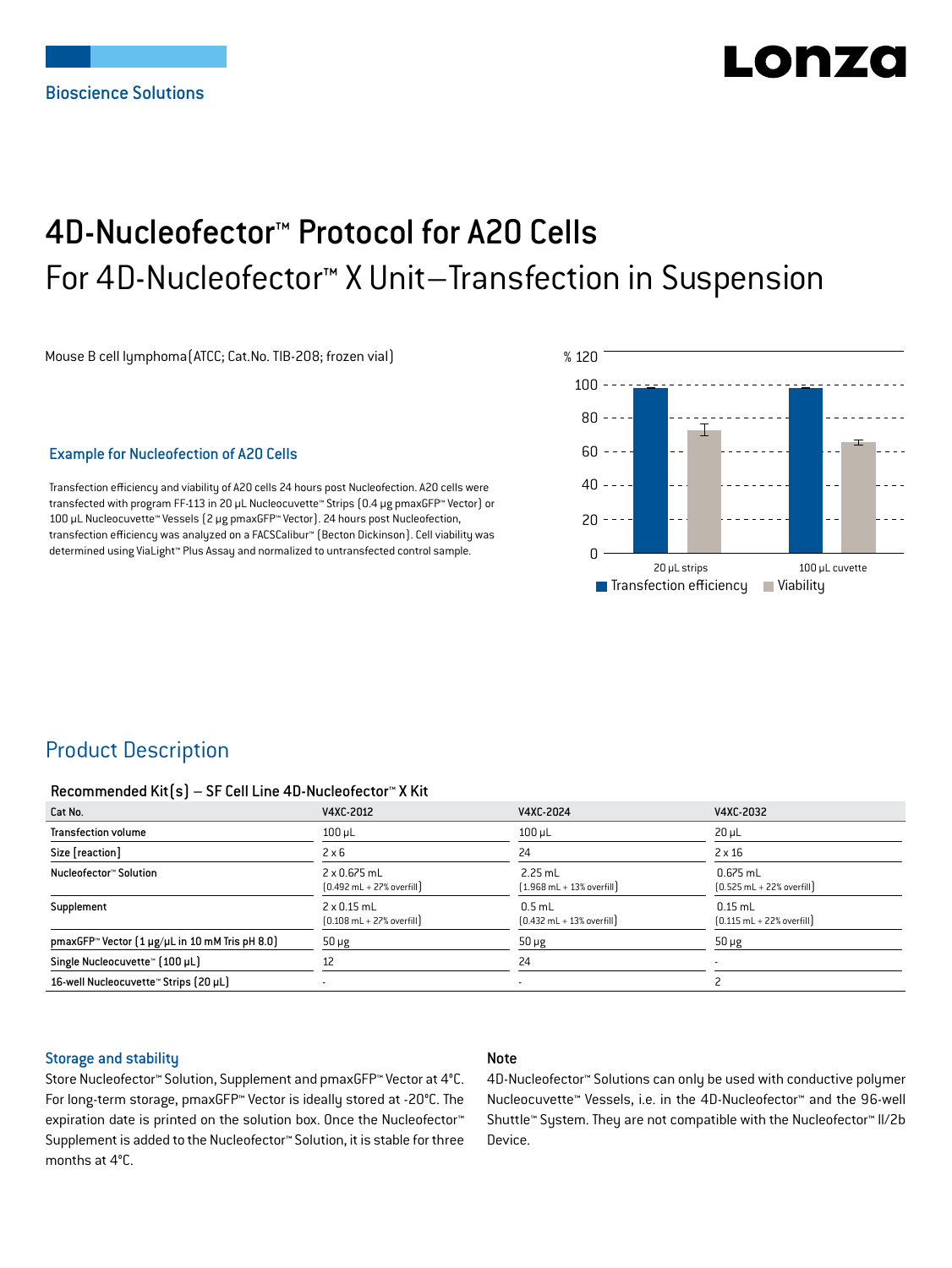Bioscience Solutions

# 4D-Nucleofector™ Protocol for A20 Cells

## For 4D-Nucleofector™ X Unit–Transfection in Suspension

Mouse B cell lymphoma (ATCC; Cat.No. TIB-208; frozen vial)

### Example for Nucleofection of A20 Cells

Transfection efficiency and viability of A20 cells 24 hours post Nucleofection. A20 cells were transfected with program FF-113 in 20 µL Nucleocuvette™ Strips (0.4 µg pmaxGFP™ Vector) or 100 µL Nucleocuvette™ Vessels (2 µg pmaxGFP™ Vector). 24 hours post Nucleofection, transfection efficiency was analyzed on a FACSCalibur™ (Becton Dickinson). Cell viability was determined using ViaLight™ Plus Assay and normalized to untransfected control sample.

## Product Description

### Recommended Kit(s) – SF Cell Line 4D-Nucleofector™ X Kit

| Cat No. | V4XC-2012 | V4XC-2024 | V4XC-2032 |
|---|---|---|---|
| Transfection volume | 100 µL | 100 µL | 20 µL |
| Size [reaction] | 2 x 6 | 24 | 2 x 16 |
| Nucleofector™ Solution | 2 x 0.675 mL (0.492 mL + 27% overfill) | 2.25 mL (1.968 mL + 13% overfill) | 0.675 mL (0.525 mL + 22% overfill) |
| Supplement | 2 x 0.15 mL (0.108 mL + 27% overfill) | 0.5 mL (0.432 mL + 13% overfill) | 0.15 mL (0.115 mL + 22% overfill) |
| pmaxGFP™ Vector (1 µg/µL in 10 mM Tris pH 8.0) | 50 µg | 50 µg | 50 µg |
| Single Nucleocuvette™ (100 µL) | 12 | 24 | - |
| 16-well Nucleocuvette™ Strips (20 µL) | - | - | 2 |

### Storage and stability

Store Nucleofector™ Solution, Supplement and pmaxGFP™ Vector at 4°C. For long-term storage, pmaxGFP™ Vector is ideally stored at -20°C. The expiration date is printed on the solution box. Once the Nucleofector™ Supplement is added to the Nucleofector™ Solution, it is stable for three months at 4°C.

### Note

4D-Nucleofector™ Solutions can only be used with conductive polymer Nucleocuvette™ Vessels, i.e. in the 4D-Nucleofector™ and the 96-well Shuttle™ System. They are not compatible with the Nucleofector™ II/2b Device.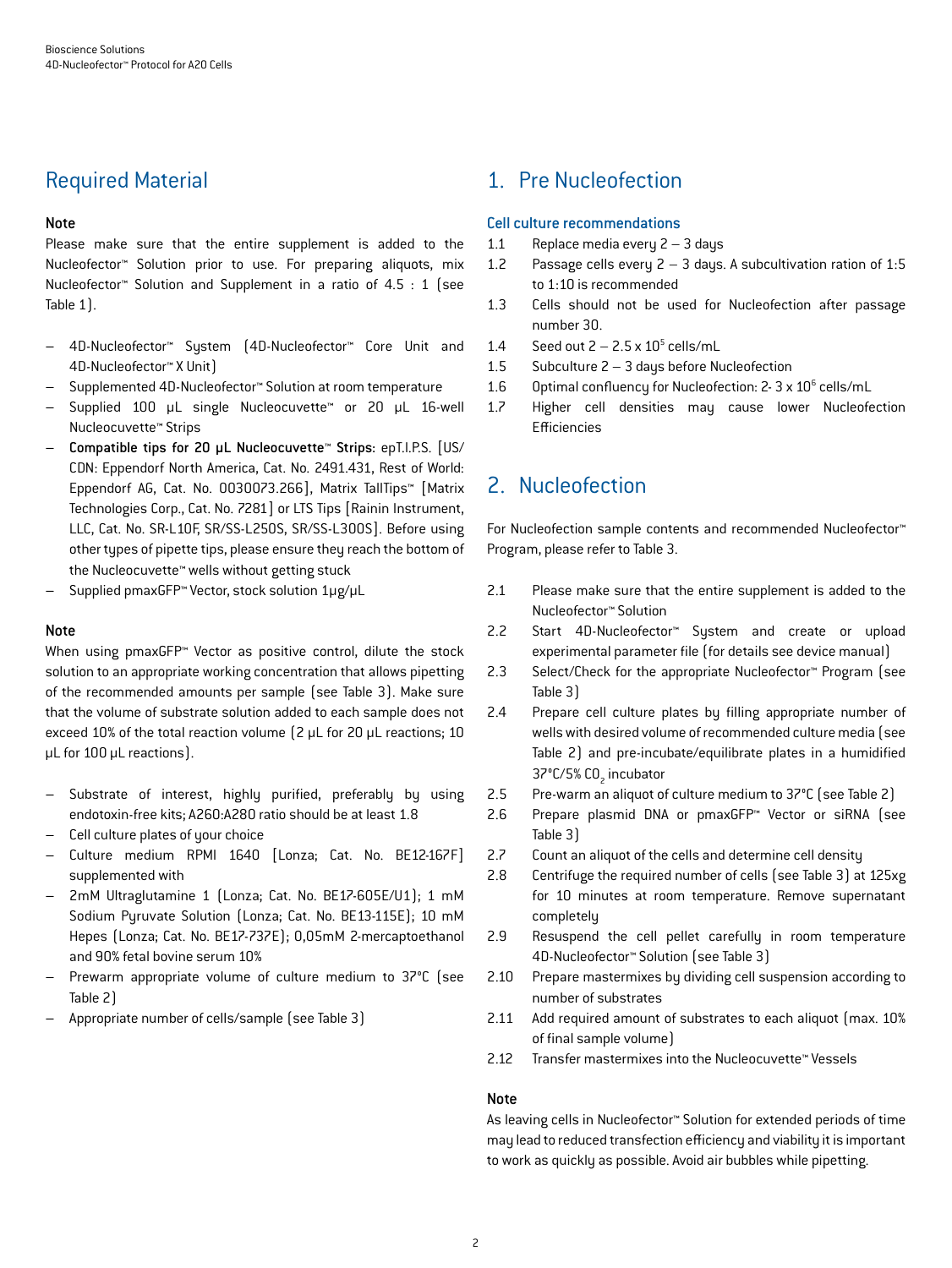## Required Material

### Note

Please make sure that the entire supplement is added to the Nucleofector™ Solution prior to use. For preparing aliquots, mix Nucleofector™ Solution and Supplement in a ratio of 4.5 : 1 (see Table 1).

- 4D-Nucleofector™ System (4D-Nucleofector™ Core Unit and 4D-Nucleofector™ X Unit)
- Supplemented 4D-Nucleofector™ Solution at room temperature
- Supplied 100 µL single Nucleocuvette™ or 20 µL 16-well Nucleocuvette™ Strips
- **Compatible tips for 20 µL Nucleocuvette™ Strips**: epT.I.P.S. [US/CDN: Eppendorf North America, Cat. No. 2491.431, Rest of World: Eppendorf AG, Cat. No. 0030073.266], Matrix TallTips™ [Matrix Technologies Corp., Cat. No. 7281] or LTS Tips [Rainin Instrument, LLC, Cat. No. SR-L10F, SR/SS-L250S, SR/SS-L300S]. Before using other types of pipette tips, please ensure they reach the bottom of the Nucleocuvette™ wells without getting stuck
- Supplied pmaxGFP™ Vector, stock solution 1µg/µL

### Note

When using pmaxGFP™ Vector as positive control, dilute the stock solution to an appropriate working concentration that allows pipetting of the recommended amounts per sample (see Table 3). Make sure that the volume of substrate solution added to each sample does not exceed 10% of the total reaction volume (2 µL for 20 µL reactions; 10 µL for 100 µL reactions).

- Substrate of interest, highly purified, preferably by using endotoxin-free kits; A260:A280 ratio should be at least 1.8
- Cell culture plates of your choice
- Culture medium RPMI 1640 [Lonza; Cat. No. BE12-167F] supplemented with
- 2mM Ultraglutamine 1 (Lonza; Cat. No. BE17-605E/U1); 1 mM Sodium Pyruvate Solution (Lonza; Cat. No. BE13-115E); 10 mM Hepes (Lonza; Cat. No. BE17-737E); 0,05mM 2-mercaptoethanol and 90% fetal bovine serum 10%
- Prewarm appropriate volume of culture medium to 37°C (see Table 2)
- Appropriate number of cells/sample (see Table 3)

## 1. Pre Nucleofection

### Cell culture recommendations

1.1 Replace media every 2 – 3 days

1.2 Passage cells every 2 – 3 days. A subcultivation ration of 1:5 to 1:10 is recommended

1.3 Cells should not be used for Nucleofection after passage number 30.

1.4 Seed out 2 – 2.5 x $10^5$ cells/mL

1.5 Subculture 2 – 3 days before Nucleofection

1.6 Optimal confluency for Nucleofection: 2- 3 x $10^6$ cells/mL

1.7 Higher cell densities may cause lower Nucleofection Efficiencies

## 2. Nucleofection

For Nucleofection sample contents and recommended Nucleofector™ Program, please refer to Table 3.

2.1 Please make sure that the entire supplement is added to the Nucleofector™ Solution

2.2 Start 4D-Nucleofector™ System and create or upload experimental parameter file (for details see device manual)

2.3 Select/Check for the appropriate Nucleofector™ Program (see Table 3)

2.4 Prepare cell culture plates by filling appropriate number of wells with desired volume of recommended culture media (see Table 2) and pre-incubate/equilibrate plates in a humidified 37°C/5% $CO_2$ incubator

2.5 Pre-warm an aliquot of culture medium to 37°C (see Table 2)

2.6 Prepare plasmid DNA or pmaxGFP™ Vector or siRNA (see Table 3)

2.7 Count an aliquot of the cells and determine cell density

2.8 Centrifuge the required number of cells (see Table 3) at 125xg for 10 minutes at room temperature. Remove supernatant completely

2.9 Resuspend the cell pellet carefully in room temperature 4D-Nucleofector™ Solution (see Table 3)

2.10 Prepare mastermixes by dividing cell suspension according to number of substrates

2.11 Add required amount of substrates to each aliquot (max. 10% of final sample volume)

2.12 Transfer mastermixes into the Nucleocuvette™ Vessels

### Note

As leaving cells in Nucleofector™ Solution for extended periods of time may lead to reduced transfection efficiency and viability it is important to work as quickly as possible. Avoid air bubbles while pipetting.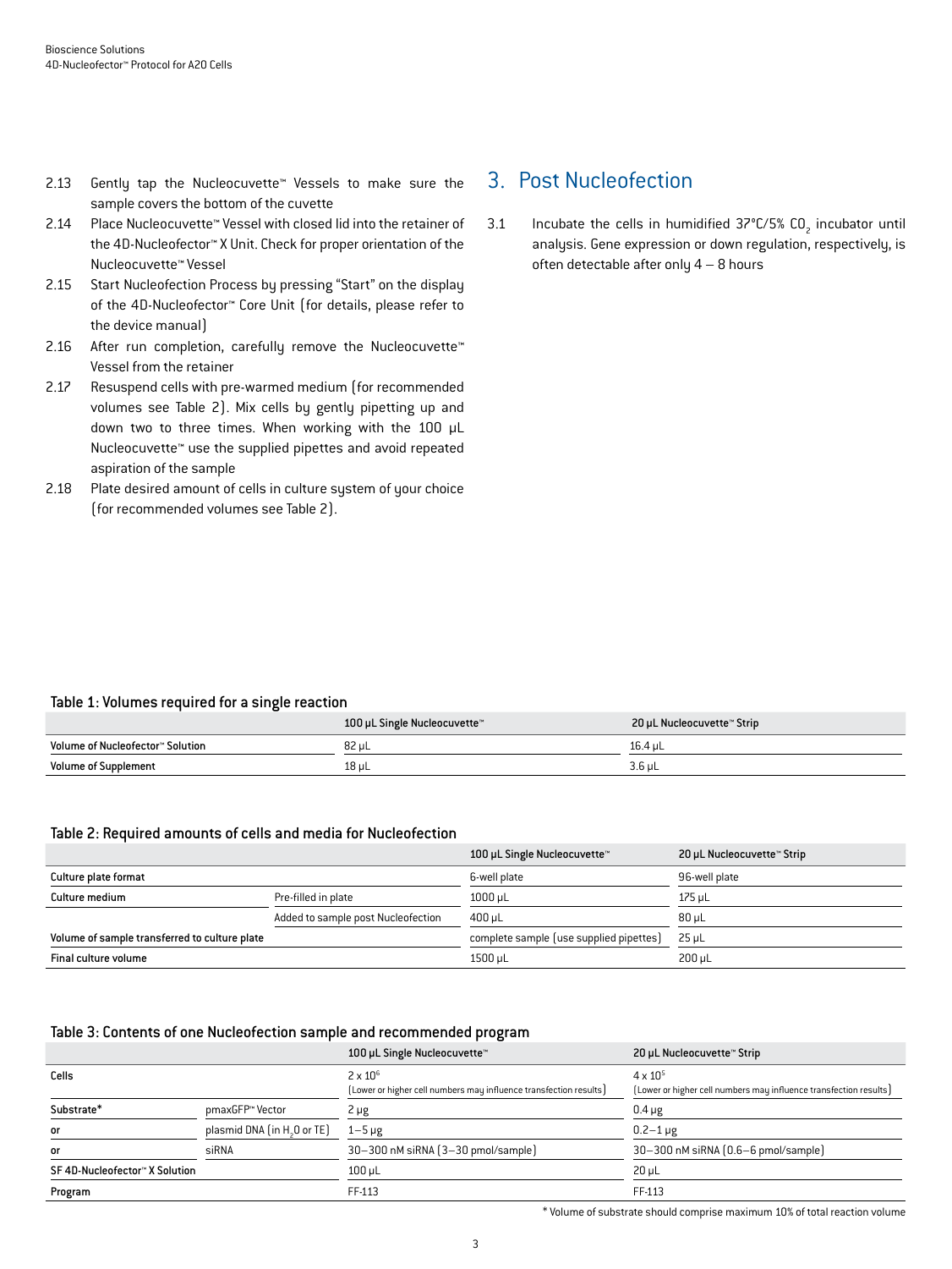2.13 Gently tap the Nucleocuvette™ Vessels to make sure the sample covers the bottom of the cuvette

2.14 Place Nucleocuvette™ Vessel with closed lid into the retainer of the 4D-Nucleofector™ X Unit. Check for proper orientation of the Nucleocuvette™ Vessel

2.15 Start Nucleofection Process by pressing "Start" on the display of the 4D-Nucleofector™ Core Unit (for details, please refer to the device manual)

2.16 After run completion, carefully remove the Nucleocuvette™ Vessel from the retainer

2.17 Resuspend cells with pre-warmed medium (for recommended volumes see Table 2). Mix cells by gently pipetting up and down two to three times. When working with the 100 µL Nucleocuvette™ use the supplied pipettes and avoid repeated aspiration of the sample

2.18 Plate desired amount of cells in culture system of your choice (for recommended volumes see Table 2).

## 3. Post Nucleofection

3.1 Incubate the cells in humidified 37°C/5% $CO_2$ incubator until analysis. Gene expression or down regulation, respectively, is often detectable after only 4 – 8 hours

**Table 1: Volumes required for a single reaction**

| | 100 µL Single Nucleocuvette™ | 20 µL Nucleocuvette™ Strip |
|---|---|---|
| **Volume of Nucleofector™ Solution** | 82 µL | 16.4 µL |
| **Volume of Supplement** | 18 µL | 3.6 µL |

**Table 2: Required amounts of cells and media for Nucleofection**

| | | 100 µL Single Nucleocuvette™ | 20 µL Nucleocuvette™ Strip |
|---|---|---|---|
| **Culture plate format** | | 6-well plate | 96-well plate |
| **Culture medium** | Pre-filled in plate | 1000 µL | 175 µL |
| | Added to sample post Nucleofection | 400 µL | 80 µL |
| **Volume of sample transferred to culture plate** | | complete sample (use supplied pipettes) | 25 µL |
| **Final culture volume** | | 1500 µL | 200 µL |

**Table 3: Contents of one Nucleofection sample and recommended program**

| | | 100 µL Single Nucleocuvette™ | 20 µL Nucleocuvette™ Strip |
|---|---|---|---|
| **Cells** | | $2 \times 10^6$ (Lower or higher cell numbers may influence transfection results) | $4 \times 10^5$ (Lower or higher cell numbers may influence transfection results) |
| **Substrate*** | pmaxGFP™ Vector | 2 µg | 0.4 µg |
| **or** | plasmid DNA (in $H_2O$ or TE) | 1–5 µg | 0.2–1 µg |
| **or** | siRNA | 30–300 nM siRNA (3–30 pmol/sample) | 30–300 nM siRNA (0.6–6 pmol/sample) |
| **SF 4D-Nucleofector™ X Solution** | | 100 µL | 20 µL |
| **Program** | | FF-113 | FF-113 |

* Volume of substrate should comprise maximum 10% of total reaction volume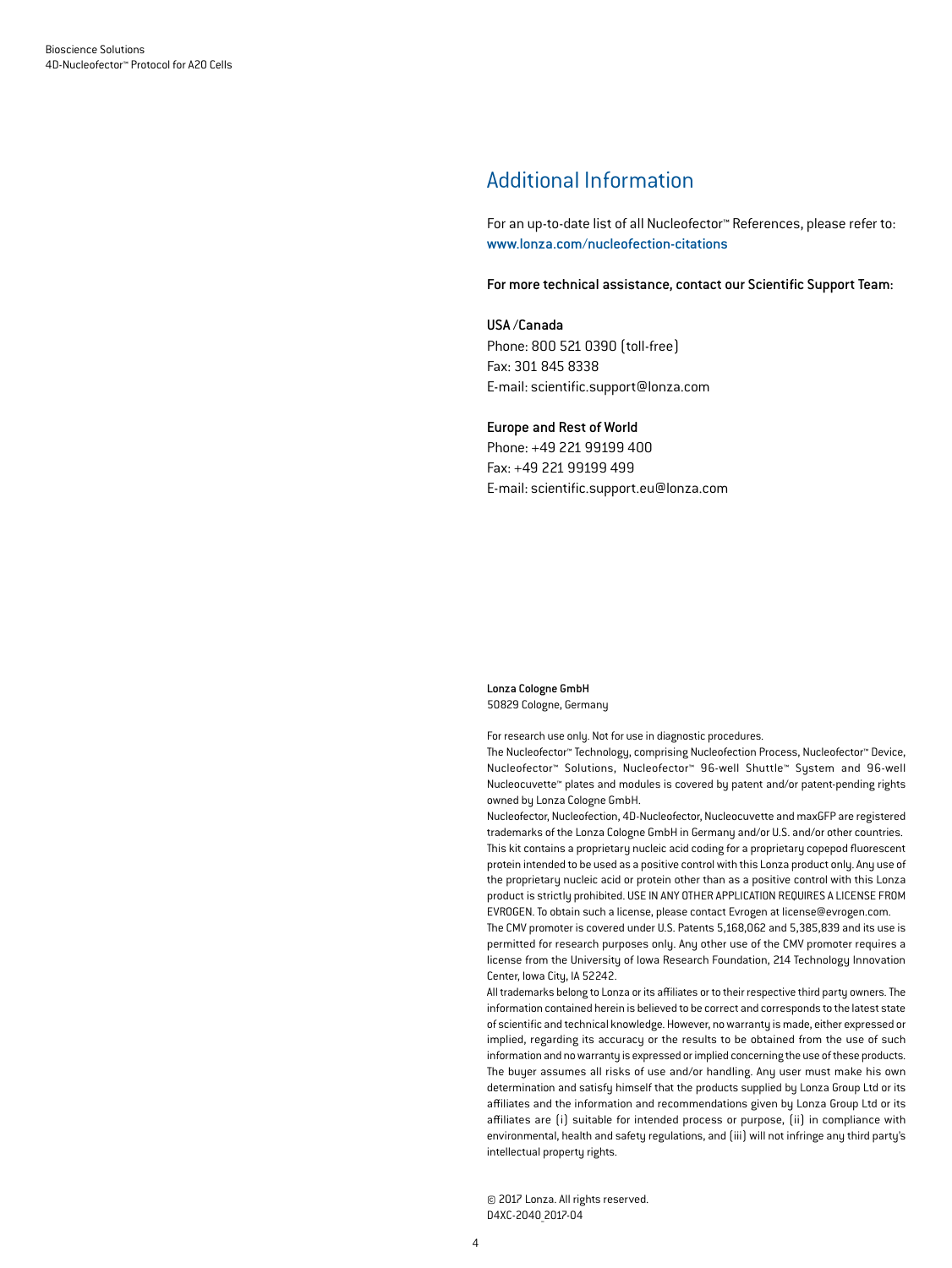## Additional Information

For an up-to-date list of all Nucleofector™ References, please refer to:
**www.lonza.com/nucleofection-citations**

**For more technical assistance, contact our Scientific Support Team:**

**USA /Canada**
Phone: 800 521 0390 (toll-free)
Fax: 301 845 8338
E-mail: scientific.support@lonza.com

**Europe and Rest of World**
Phone: +49 221 99199 400
Fax: +49 221 99199 499
E-mail: scientific.support.eu@lonza.com

**Lonza Cologne GmbH**
50829 Cologne, Germany

For research use only. Not for use in diagnostic procedures.
The Nucleofector™ Technology, comprising Nucleofection Process, Nucleofector™ Device, Nucleofector™ Solutions, Nucleofector™ 96-well Shuttle™ System and 96-well Nucleocuvette™ plates and modules is covered by patent and/or patent-pending rights owned by Lonza Cologne GmbH.
Nucleofector, Nucleofection, 4D-Nucleofector, Nucleocuvette and maxGFP are registered trademarks of the Lonza Cologne GmbH in Germany and/or U.S. and/or other countries.
This kit contains a proprietary nucleic acid coding for a proprietary copepod fluorescent protein intended to be used as a positive control with this Lonza product only. Any use of the proprietary nucleic acid or protein other than as a positive control with this Lonza product is strictly prohibited. USE IN ANY OTHER APPLICATION REQUIRES A LICENSE FROM EVROGEN. To obtain such a license, please contact Evrogen at license@evrogen.com.
The CMV promoter is covered under U.S. Patents 5,168,062 and 5,385,839 and its use is permitted for research purposes only. Any other use of the CMV promoter requires a license from the University of Iowa Research Foundation, 214 Technology Innovation Center, Iowa City, IA 52242.
All trademarks belong to Lonza or its affiliates or to their respective third party owners. The information contained herein is believed to be correct and corresponds to the latest state of scientific and technical knowledge. However, no warranty is made, either expressed or implied, regarding its accuracy or the results to be obtained from the use of such information and no warranty is expressed or implied concerning the use of these products. The buyer assumes all risks of use and/or handling. Any user must make his own determination and satisfy himself that the products supplied by Lonza Group Ltd or its affiliates and the information and recommendations given by Lonza Group Ltd or its affiliates are (i) suitable for intended process or purpose, (ii) in compliance with environmental, health and safety regulations, and (iii) will not infringe any third party's intellectual property rights.

© 2017 Lonza. All rights reserved.
D4XC-2040_2017-04